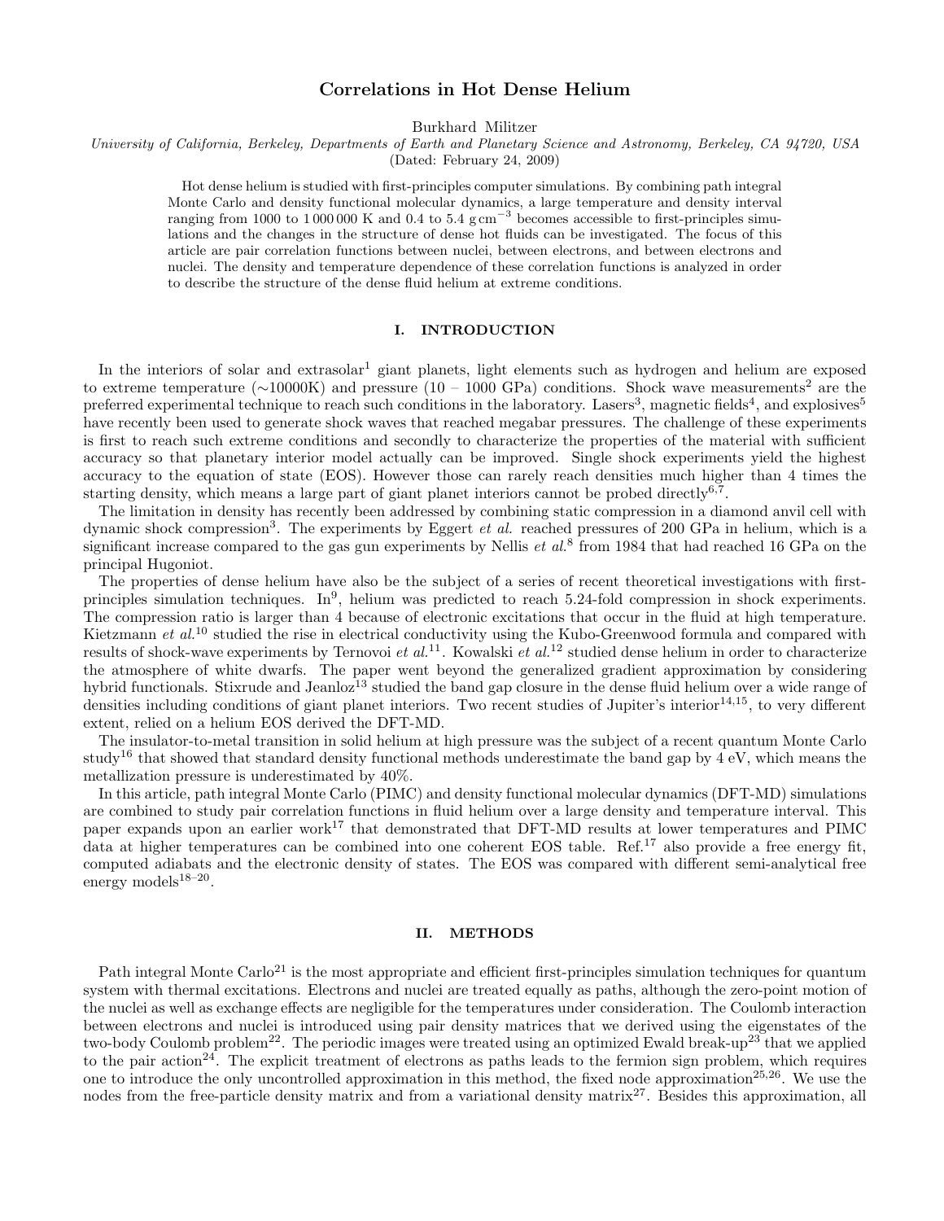# Correlations in Hot Dense Helium

Burkhard Militzer

*University of California, Berkeley, Departments of Earth and Planetary Science and Astronomy, Berkeley, CA 94720, USA*

(Dated: February 24, 2009)

Hot dense helium is studied with first-principles computer simulations. By combining path integral Monte Carlo and density functional molecular dynamics, a large temperature and density interval ranging from 1000 to 1 000 000 K and 0.4 to 5.4 g cm$^{-3}$ becomes accessible to first-principles simulations and the changes in the structure of dense hot fluids can be investigated. The focus of this article are pair correlation functions between nuclei, between electrons, and between electrons and nuclei. The density and temperature dependence of these correlation functions is analyzed in order to describe the structure of the dense fluid helium at extreme conditions.

## I. INTRODUCTION

In the interiors of solar and extrasolar[1] giant planets, light elements such as hydrogen and helium are exposed to extreme temperature (∼10000K) and pressure (10 – 1000 GPa) conditions. Shock wave measurements[2] are the preferred experimental technique to reach such conditions in the laboratory. Lasers[3], magnetic fields[4], and explosives[5] have recently been used to generate shock waves that reached megabar pressures. The challenge of these experiments is first to reach such extreme conditions and secondly to characterize the properties of the material with sufficient accuracy so that planetary interior model actually can be improved. Single shock experiments yield the highest accuracy to the equation of state (EOS). However those can rarely reach densities much higher than 4 times the starting density, which means a large part of giant planet interiors cannot be probed directly[6,7].

The limitation in density has recently been addressed by combining static compression in a diamond anvil cell with dynamic shock compression[3]. The experiments by Eggert *et al.* reached pressures of 200 GPa in helium, which is a significant increase compared to the gas gun experiments by Nellis *et al.*[8] from 1984 that had reached 16 GPa on the principal Hugoniot.

The properties of dense helium have also be the subject of a series of recent theoretical investigations with first-principles simulation techniques. In[9], helium was predicted to reach 5.24-fold compression in shock experiments. The compression ratio is larger than 4 because of electronic excitations that occur in the fluid at high temperature. Kietzmann *et al.*[10] studied the rise in electrical conductivity using the Kubo-Greenwood formula and compared with results of shock-wave experiments by Ternovoi *et al.*[11]. Kowalski *et al.*[12] studied dense helium in order to characterize the atmosphere of white dwarfs. The paper went beyond the generalized gradient approximation by considering hybrid functionals. Stixrude and Jeanloz[13] studied the band gap closure in the dense fluid helium over a wide range of densities including conditions of giant planet interiors. Two recent studies of Jupiter's interior[14,15], to very different extent, relied on a helium EOS derived the DFT-MD.

The insulator-to-metal transition in solid helium at high pressure was the subject of a recent quantum Monte Carlo study[16] that showed that standard density functional methods underestimate the band gap by 4 eV, which means the metallization pressure is underestimated by 40%.

In this article, path integral Monte Carlo (PIMC) and density functional molecular dynamics (DFT-MD) simulations are combined to study pair correlation functions in fluid helium over a large density and temperature interval. This paper expands upon an earlier work[17] that demonstrated that DFT-MD results at lower temperatures and PIMC data at higher temperatures can be combined into one coherent EOS table. Ref.[17] also provide a free energy fit, computed adiabats and the electronic density of states. The EOS was compared with different semi-analytical free energy models[18–20].

## II. METHODS

Path integral Monte Carlo[21] is the most appropriate and efficient first-principles simulation techniques for quantum system with thermal excitations. Electrons and nuclei are treated equally as paths, although the zero-point motion of the nuclei as well as exchange effects are negligible for the temperatures under consideration. The Coulomb interaction between electrons and nuclei is introduced using pair density matrices that we derived using the eigenstates of the two-body Coulomb problem[22]. The periodic images were treated using an optimized Ewald break-up[23] that we applied to the pair action[24]. The explicit treatment of electrons as paths leads to the fermion sign problem, which requires one to introduce the only uncontrolled approximation in this method, the fixed node approximation[25,26]. We use the nodes from the free-particle density matrix and from a variational density matrix[27]. Besides this approximation, all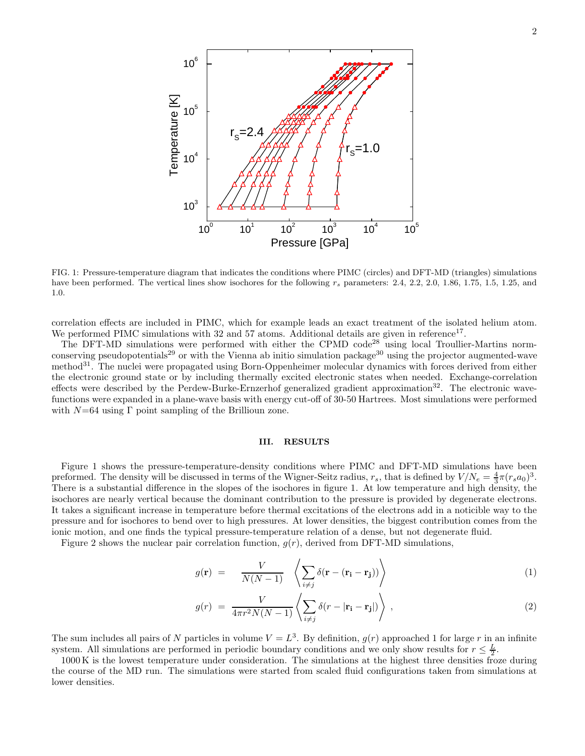FIG. 1: Pressure-temperature diagram that indicates the conditions where PIMC (circles) and DFT-MD (triangles) simulations have been performed. The vertical lines show isochores for the following $r_s$ parameters: 2.4, 2.2, 2.0, 1.86, 1.75, 1.5, 1.25, and 1.0.

correlation effects are included in PIMC, which for example leads an exact treatment of the isolated helium atom. We performed PIMC simulations with 32 and 57 atoms. Additional details are given in reference[17].

The DFT-MD simulations were performed with either the CPMD code[28] using local Troullier-Martins norm-conserving pseudopotentials[29] or with the Vienna ab initio simulation package[30] using the projector augmented-wave method[31]. The nuclei were propagated using Born-Oppenheimer molecular dynamics with forces derived from either the electronic ground state or by including thermally excited electronic states when needed. Exchange-correlation effects were described by the Perdew-Burke-Ernzerhof generalized gradient approximation[32]. The electronic wave-functions were expanded in a plane-wave basis with energy cut-off of 30-50 Hartrees. Most simulations were performed with $N$=64 using $\Gamma$ point sampling of the Brillioun zone.

## III. RESULTS

Figure 1 shows the pressure-temperature-density conditions where PIMC and DFT-MD simulations have been preformed. The density will be discussed in terms of the Wigner-Seitz radius, $r_s$, that is defined by $V/N_e = \frac{4}{3}\pi(r_s a_0)^3$. There is a substantial difference in the slopes of the isochores in figure 1. At low temperature and high density, the isochores are nearly vertical because the dominant contribution to the pressure is provided by degenerate electrons. It takes a significant increase in temperature before thermal excitations of the electrons add in a noticible way to the pressure and for isochores to bend over to high pressures. At lower densities, the biggest contribution comes from the ionic motion, and one finds the typical pressure-temperature relation of a dense, but not degenerate fluid.

Figure 2 shows the nuclear pair correlation function, $g(r)$, derived from DFT-MD simulations,

$$g(\mathbf{r}) = \frac{V}{N(N-1)} \left\langle \sum_{i \neq j} \delta(\mathbf{r} - (\mathbf{r_i} - \mathbf{r_j})) \right\rangle \tag{1}$$

$$g(r) = \frac{V}{4\pi r^2 N(N-1)} \left\langle \sum_{i \neq j} \delta(r - |\mathbf{r_i} - \mathbf{r_j}|) \right\rangle , \tag{2}$$

The sum includes all pairs of $N$ particles in volume $V = L^3$. By definition, $g(r)$ approached 1 for large $r$ in an infinite system. All simulations are performed in periodic boundary conditions and we only show results for $r \leq \frac{L}{2}$.

1000 K is the lowest temperature under consideration. The simulations at the highest three densities froze during the course of the MD run. The simulations were started from scaled fluid configurations taken from simulations at lower densities.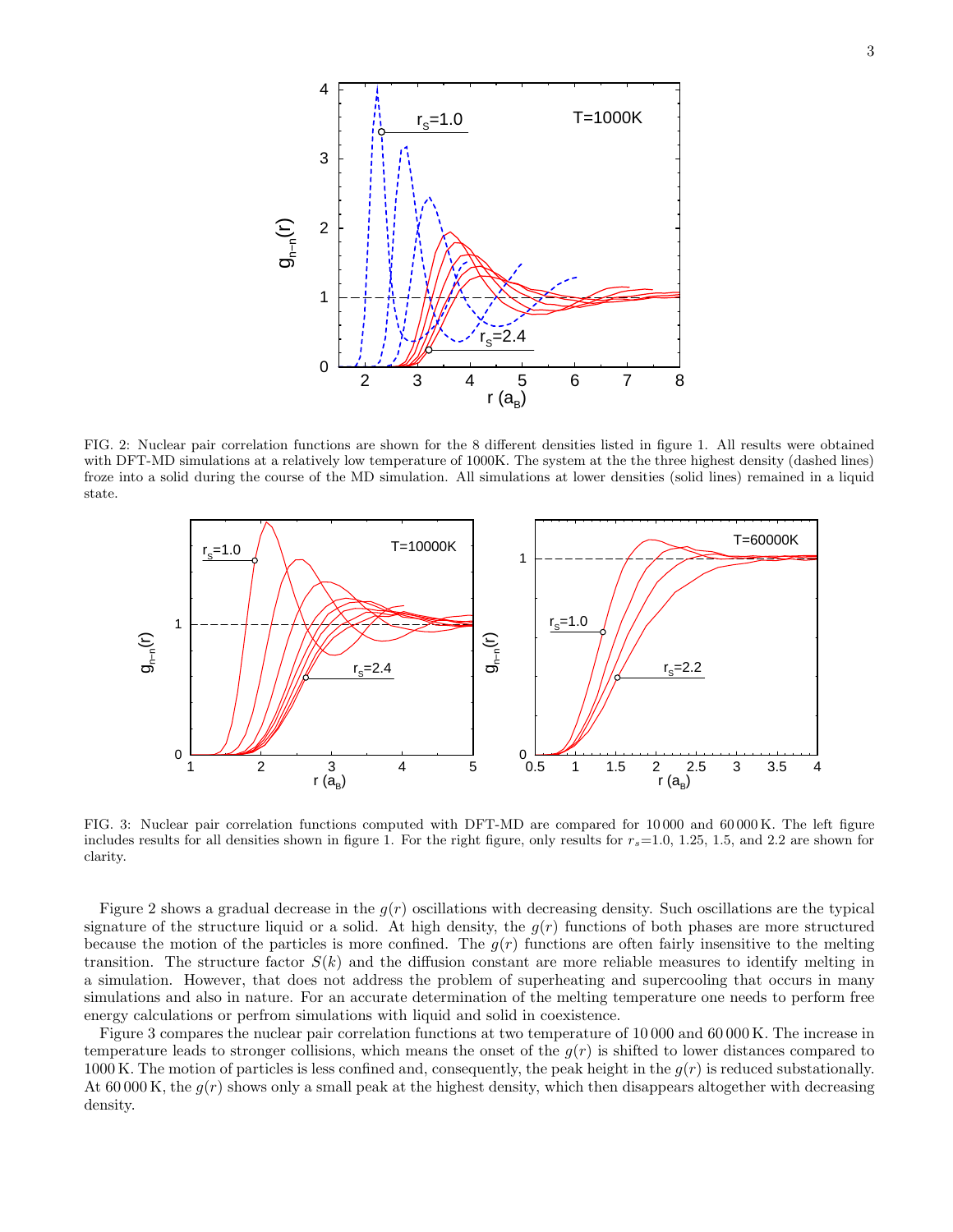FIG. 2: Nuclear pair correlation functions are shown for the 8 different densities listed in figure 1. All results were obtained with DFT-MD simulations at a relatively low temperature of 1000K. The system at the the three highest density (dashed lines) froze into a solid during the course of the MD simulation. All simulations at lower densities (solid lines) remained in a liquid state.

FIG. 3: Nuclear pair correlation functions computed with DFT-MD are compared for 10 000 and 60 000 K. The left figure includes results for all densities shown in figure 1. For the right figure, only results for $r_s$=1.0, 1.25, 1.5, and 2.2 are shown for clarity.

Figure 2 shows a gradual decrease in the $g(r)$ oscillations with decreasing density. Such oscillations are the typical signature of the structure liquid or a solid. At high density, the $g(r)$ functions of both phases are more structured because the motion of the particles is more confined. The $g(r)$ functions are often fairly insensitive to the melting transition. The structure factor $S(k)$ and the diffusion constant are more reliable measures to identify melting in a simulation. However, that does not address the problem of superheating and supercooling that occurs in many simulations and also in nature. For an accurate determination of the melting temperature one needs to perform free energy calculations or perfrom simulations with liquid and solid in coexistence.

Figure 3 compares the nuclear pair correlation functions at two temperature of 10 000 and 60 000 K. The increase in temperature leads to stronger collisions, which means the onset of the $g(r)$ is shifted to lower distances compared to 1000 K. The motion of particles is less confined and, consequently, the peak height in the $g(r)$ is reduced substationally. At 60 000 K, the $g(r)$ shows only a small peak at the highest density, which then disappears altogether with decreasing density.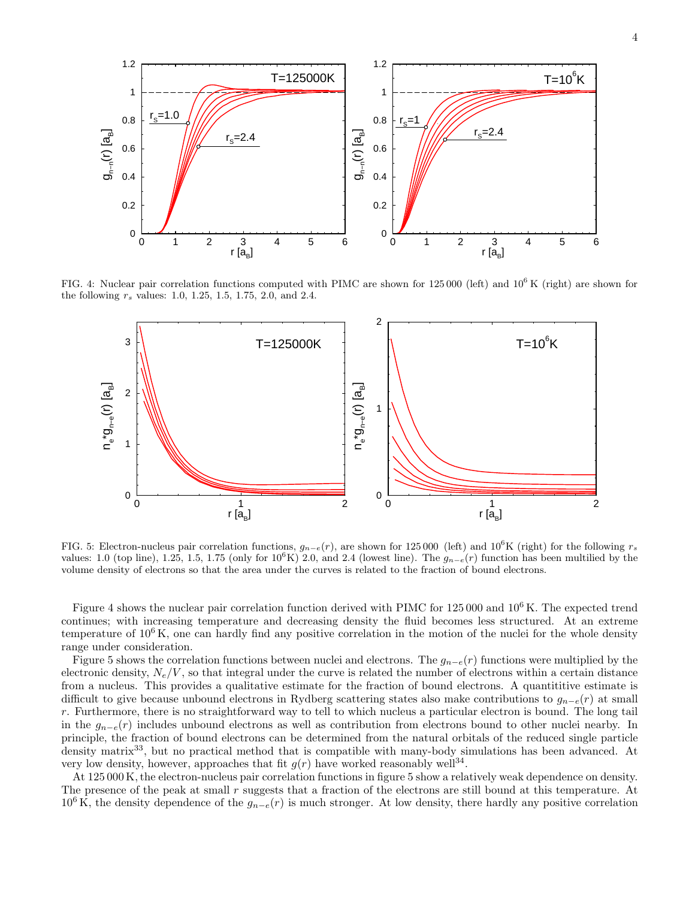FIG. 4: Nuclear pair correlation functions computed with PIMC are shown for 125 000 (left) and $10^6$ K (right) are shown for the following $r_s$ values: 1.0, 1.25, 1.5, 1.75, 2.0, and 2.4.

FIG. 5: Electron-nucleus pair correlation functions, $g_{n-e}(r)$, are shown for 125 000 (left) and $10^6$K (right) for the following $r_s$ values: 1.0 (top line), 1.25, 1.5, 1.75 (only for $10^6$K) 2.0, and 2.4 (lowest line). The $g_{n-e}(r)$ function has been multilied by the volume density of electrons so that the area under the curves is related to the fraction of bound electrons.

Figure 4 shows the nuclear pair correlation function derived with PIMC for 125 000 and $10^6$ K. The expected trend continues; with increasing temperature and decreasing density the fluid becomes less structured. At an extreme temperature of $10^6$ K, one can hardly find any positive correlation in the motion of the nuclei for the whole density range under consideration.

Figure 5 shows the correlation functions between nuclei and electrons. The $g_{n-e}(r)$ functions were multiplied by the electronic density, $N_e/V$, so that integral under the curve is related the number of electrons within a certain distance from a nucleus. This provides a qualitative estimate for the fraction of bound electrons. A quantititive estimate is difficult to give because unbound electrons in Rydberg scattering states also make contributions to $g_{n-e}(r)$ at small $r$. Furthermore, there is no straightforward way to tell to which nucleus a particular electron is bound. The long tail in the $g_{n-e}(r)$ includes unbound electrons as well as contribution from electrons bound to other nuclei nearby. In principle, the fraction of bound electrons can be determined from the natural orbitals of the reduced single particle density matrix[33], but no practical method that is compatible with many-body simulations has been advanced. At very low density, however, approaches that fit $g(r)$ have worked reasonably well[34].

At 125 000 K, the electron-nucleus pair correlation functions in figure 5 show a relatively weak dependence on density. The presence of the peak at small $r$ suggests that a fraction of the electrons are still bound at this temperature. At $10^6$ K, the density dependence of the $g_{n-e}(r)$ is much stronger. At low density, there hardly any positive correlation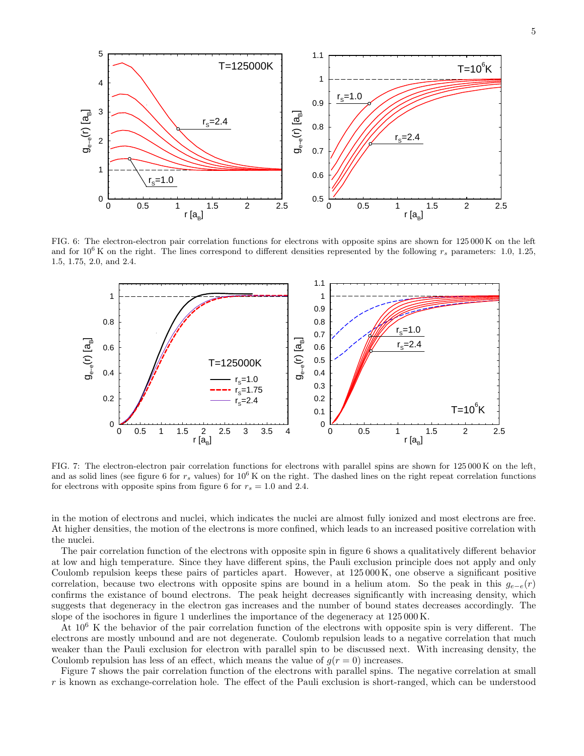FIG. 6: The electron-electron pair correlation functions for electrons with opposite spins are shown for 125 000 K on the left and for $10^6$ K on the right. The lines correspond to different densities represented by the following $r_s$ parameters: 1.0, 1.25, 1.5, 1.75, 2.0, and 2.4.

FIG. 7: The electron-electron pair correlation functions for electrons with parallel spins are shown for 125 000 K on the left, and as solid lines (see figure 6 for $r_s$ values) for $10^6$ K on the right. The dashed lines on the right repeat correlation functions for electrons with opposite spins from figure 6 for $r_s = 1.0$ and 2.4.

in the motion of electrons and nuclei, which indicates the nuclei are almost fully ionized and most electrons are free. At higher densities, the motion of the electrons is more confined, which leads to an increased positive correlation with the nuclei.

The pair correlation function of the electrons with opposite spin in figure 6 shows a qualitatively different behavior at low and high temperature. Since they have different spins, the Pauli exclusion principle does not apply and only Coulomb repulsion keeps these pairs of particles apart. However, at 125 000 K, one observe a significant positive correlation, because two electrons with opposite spins are bound in a helium atom. So the peak in this $g_{e-e}(r)$ confirms the existance of bound electrons. The peak height decreases significantly with increasing density, which suggests that degeneracy in the electron gas increases and the number of bound states decreases accordingly. The slope of the isochores in figure 1 underlines the importance of the degeneracy at 125 000 K.

At $10^6$ K the behavior of the pair correlation function of the electrons with opposite spin is very different. The electrons are mostly unbound and are not degenerate. Coulomb repulsion leads to a negative correlation that much weaker than the Pauli exclusion for electron with parallel spin to be discussed next. With increasing density, the Coulomb repulsion has less of an effect, which means the value of $g(r = 0)$ increases.

Figure 7 shows the pair correlation function of the electrons with parallel spins. The negative correlation at small $r$ is known as exchange-correlation hole. The effect of the Pauli exclusion is short-ranged, which can be understood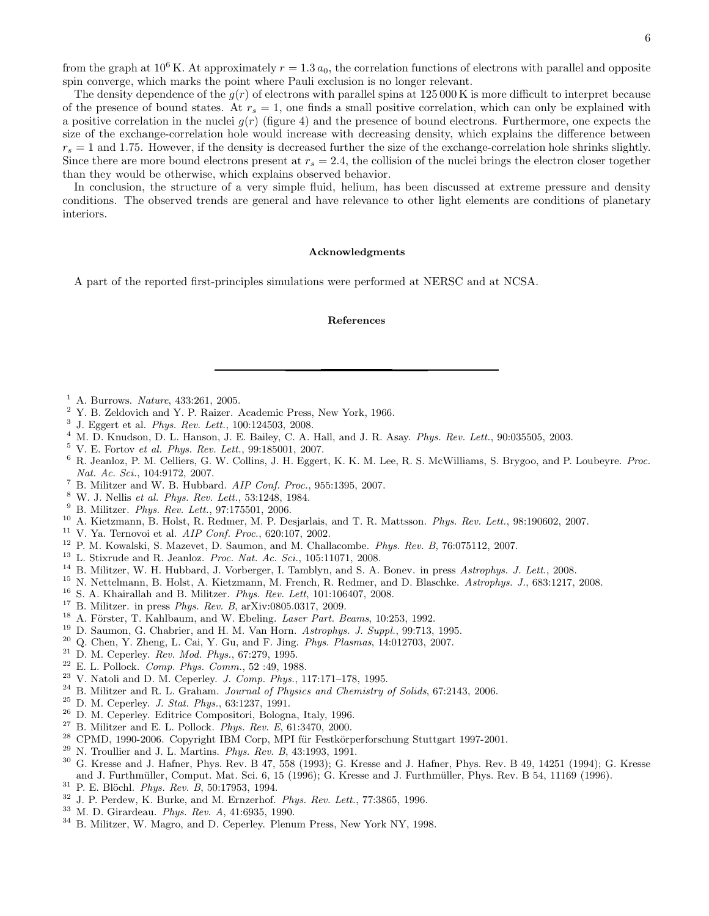from the graph at $10^6$ K. At approximately $r = 1.3\,a_0$, the correlation functions of electrons with parallel and opposite spin converge, which marks the point where Pauli exclusion is no longer relevant.

The density dependence of the $g(r)$ of electrons with parallel spins at 125 000 K is more difficult to interpret because of the presence of bound states. At $r_s = 1$, one finds a small positive correlation, which can only be explained with a positive correlation in the nuclei $g(r)$ (figure 4) and the presence of bound electrons. Furthermore, one expects the size of the exchange-correlation hole would increase with decreasing density, which explains the difference between $r_s = 1$ and 1.75. However, if the density is decreased further the size of the exchange-correlation hole shrinks slightly. Since there are more bound electrons present at $r_s = 2.4$, the collision of the nuclei brings the electron closer together than they would be otherwise, which explains observed behavior.

In conclusion, the structure of a very simple fluid, helium, has been discussed at extreme pressure and density conditions. The observed trends are general and have relevance to other light elements are conditions of planetary interiors.

### Acknowledgments

A part of the reported first-principles simulations were performed at NERSC and at NCSA.

### References

---

[1] A. Burrows. *Nature*, 433:261, 2005.
[2] Y. B. Zeldovich and Y. P. Raizer. Academic Press, New York, 1966.
[3] J. Eggert et al. *Phys. Rev. Lett.*, 100:124503, 2008.
[4] M. D. Knudson, D. L. Hanson, J. E. Bailey, C. A. Hall, and J. R. Asay. *Phys. Rev. Lett.*, 90:035505, 2003.
[5] V. E. Fortov *et al. Phys. Rev. Lett.*, 99:185001, 2007.
[6] R. Jeanloz, P. M. Celliers, G. W. Collins, J. H. Eggert, K. K. M. Lee, R. S. McWilliams, S. Brygoo, and P. Loubeyre. *Proc. Nat. Ac. Sci.*, 104:9172, 2007.
[7] B. Militzer and W. B. Hubbard. *AIP Conf. Proc.*, 955:1395, 2007.
[8] W. J. Nellis *et al. Phys. Rev. Lett.*, 53:1248, 1984.
[9] B. Militzer. *Phys. Rev. Lett.*, 97:175501, 2006.
[10] A. Kietzmann, B. Holst, R. Redmer, M. P. Desjarlais, and T. R. Mattsson. *Phys. Rev. Lett.*, 98:190602, 2007.
[11] V. Ya. Ternovoi et al. *AIP Conf. Proc.*, 620:107, 2002.
[12] P. M. Kowalski, S. Mazevet, D. Saumon, and M. Challacombe. *Phys. Rev. B*, 76:075112, 2007.
[13] L. Stixrude and R. Jeanloz. *Proc. Nat. Ac. Sci.*, 105:11071, 2008.
[14] B. Militzer, W. H. Hubbard, J. Vorberger, I. Tamblyn, and S. A. Bonev. in press *Astrophys. J. Lett.*, 2008.
[15] N. Nettelmann, B. Holst, A. Kietzmann, M. French, R. Redmer, and D. Blaschke. *Astrophys. J.*, 683:1217, 2008.
[16] S. A. Khairallah and B. Militzer. *Phys. Rev. Lett*, 101:106407, 2008.
[17] B. Militzer. in press *Phys. Rev. B*, arXiv:0805.0317, 2009.
[18] A. Förster, T. Kahlbaum, and W. Ebeling. *Laser Part. Beams*, 10:253, 1992.
[19] D. Saumon, G. Chabrier, and H. M. Van Horn. *Astrophys. J. Suppl.*, 99:713, 1995.
[20] Q. Chen, Y. Zheng, L. Cai, Y. Gu, and F. Jing. *Phys. Plasmas*, 14:012703, 2007.
[21] D. M. Ceperley. *Rev. Mod. Phys.*, 67:279, 1995.
[22] E. L. Pollock. *Comp. Phys. Comm.*, 52 :49, 1988.
[23] V. Natoli and D. M. Ceperley. *J. Comp. Phys.*, 117:171–178, 1995.
[24] B. Militzer and R. L. Graham. *Journal of Physics and Chemistry of Solids*, 67:2143, 2006.
[25] D. M. Ceperley. *J. Stat. Phys.*, 63:1237, 1991.
[26] D. M. Ceperley. Editrice Compositori, Bologna, Italy, 1996.
[27] B. Militzer and E. L. Pollock. *Phys. Rev. E*, 61:3470, 2000.
[28] CPMD, 1990-2006. Copyright IBM Corp, MPI für Festkörperforschung Stuttgart 1997-2001.
[29] N. Troullier and J. L. Martins. *Phys. Rev. B*, 43:1993, 1991.
[30] G. Kresse and J. Hafner, Phys. Rev. B 47, 558 (1993); G. Kresse and J. Hafner, Phys. Rev. B 49, 14251 (1994); G. Kresse and J. Furthmüller, Comput. Mat. Sci. 6, 15 (1996); G. Kresse and J. Furthmüller, Phys. Rev. B 54, 11169 (1996).
[31] P. E. Blöchl. *Phys. Rev. B*, 50:17953, 1994.
[32] J. P. Perdew, K. Burke, and M. Ernzerhof. *Phys. Rev. Lett.*, 77:3865, 1996.
[33] M. D. Girardeau. *Phys. Rev. A*, 41:6935, 1990.
[34] B. Militzer, W. Magro, and D. Ceperley. Plenum Press, New York NY, 1998.